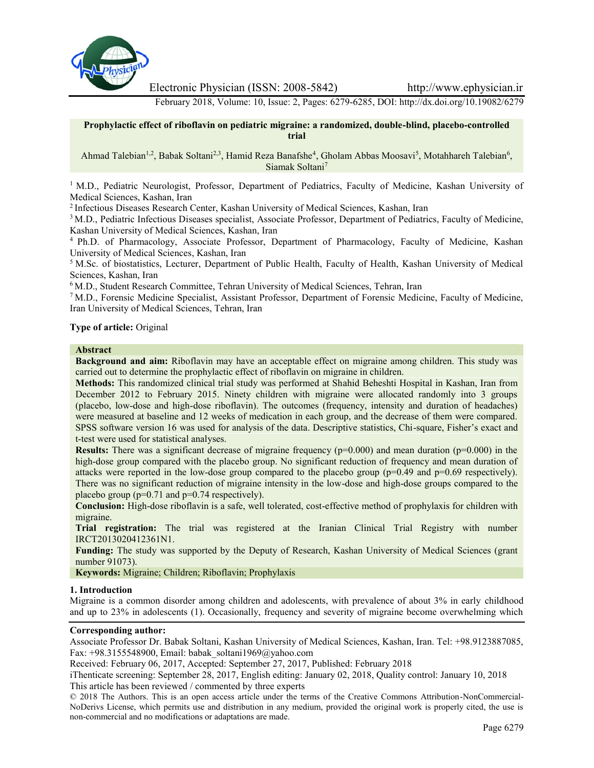# Prophylactic effect of riboflavin on pediatric migraine: a randomized, double-blind, placebo-controlled trial

Ahmad Talebian[1,2], Babak Soltani[2,3], Hamid Reza Banafshe[4], Gholam Abbas Moosavi[5], Motahhareh Talebian[6], Siamak Soltani[7]

[1] M.D., Pediatric Neurologist, Professor, Department of Pediatrics, Faculty of Medicine, Kashan University of Medical Sciences, Kashan, Iran

[2] Infectious Diseases Research Center, Kashan University of Medical Sciences, Kashan, Iran

[3] M.D., Pediatric Infectious Diseases specialist, Associate Professor, Department of Pediatrics, Faculty of Medicine, Kashan University of Medical Sciences, Kashan, Iran

[4] Ph.D. of Pharmacology, Associate Professor, Department of Pharmacology, Faculty of Medicine, Kashan University of Medical Sciences, Kashan, Iran

[5] M.Sc. of biostatistics, Lecturer, Department of Public Health, Faculty of Health, Kashan University of Medical Sciences, Kashan, Iran

[6] M.D., Student Research Committee, Tehran University of Medical Sciences, Tehran, Iran

[7] M.D., Forensic Medicine Specialist, Assistant Professor, Department of Forensic Medicine, Faculty of Medicine, Iran University of Medical Sciences, Tehran, Iran

**Type of article:** Original

## Abstract

**Background and aim:** Riboflavin may have an acceptable effect on migraine among children. This study was carried out to determine the prophylactic effect of riboflavin on migraine in children.

**Methods:** This randomized clinical trial study was performed at Shahid Beheshti Hospital in Kashan, Iran from December 2012 to February 2015. Ninety children with migraine were allocated randomly into 3 groups (placebo, low-dose and high-dose riboflavin). The outcomes (frequency, intensity and duration of headaches) were measured at baseline and 12 weeks of medication in each group, and the decrease of them were compared. SPSS software version 16 was used for analysis of the data. Descriptive statistics, Chi-square, Fisher's exact and t-test were used for statistical analyses.

**Results:** There was a significant decrease of migraine frequency ($p=0.000$) and mean duration ($p=0.000$) in the high-dose group compared with the placebo group. No significant reduction of frequency and mean duration of attacks were reported in the low-dose group compared to the placebo group ($p=0.49$ and $p=0.69$ respectively). There was no significant reduction of migraine intensity in the low-dose and high-dose groups compared to the placebo group ($p=0.71$ and $p=0.74$ respectively).

**Conclusion:** High-dose riboflavin is a safe, well tolerated, cost-effective method of prophylaxis for children with migraine.

**Trial registration:** The trial was registered at the Iranian Clinical Trial Registry with number IRCT2013020412361N1.

**Funding:** The study was supported by the Deputy of Research, Kashan University of Medical Sciences (grant number 91073).

**Keywords:** Migraine; Children; Riboflavin; Prophylaxis

## 1. Introduction

Migraine is a common disorder among children and adolescents, with prevalence of about 3% in early childhood and up to 23% in adolescents (1). Occasionally, frequency and severity of migraine become overwhelming which

---

**Corresponding author:**

Associate Professor Dr. Babak Soltani, Kashan University of Medical Sciences, Kashan, Iran. Tel: +98.9123887085, Fax: +98.3155548900, Email: babak_soltani1969@yahoo.com

Received: February 06, 2017, Accepted: September 27, 2017, Published: February 2018

iThenticate screening: September 28, 2017, English editing: January 02, 2018, Quality control: January 10, 2018

This article has been reviewed / commented by three experts

© 2018 The Authors. This is an open access article under the terms of the Creative Commons Attribution-NonCommercial-NoDerivs License, which permits use and distribution in any medium, provided the original work is properly cited, the use is non-commercial and no modifications or adaptations are made.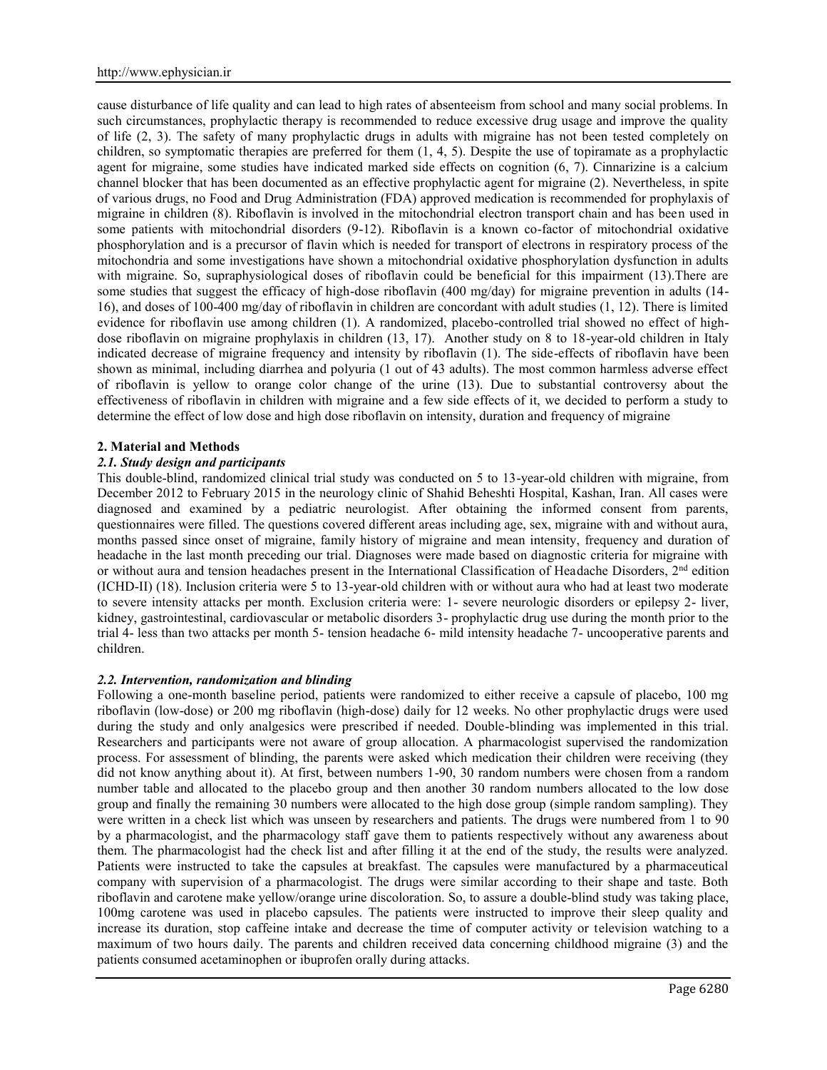cause disturbance of life quality and can lead to high rates of absenteeism from school and many social problems. In such circumstances, prophylactic therapy is recommended to reduce excessive drug usage and improve the quality of life (2, 3). The safety of many prophylactic drugs in adults with migraine has not been tested completely on children, so symptomatic therapies are preferred for them (1, 4, 5). Despite the use of topiramate as a prophylactic agent for migraine, some studies have indicated marked side effects on cognition (6, 7). Cinnarizine is a calcium channel blocker that has been documented as an effective prophylactic agent for migraine (2). Nevertheless, in spite of various drugs, no Food and Drug Administration (FDA) approved medication is recommended for prophylaxis of migraine in children (8). Riboflavin is involved in the mitochondrial electron transport chain and has been used in some patients with mitochondrial disorders (9-12). Riboflavin is a known co-factor of mitochondrial oxidative phosphorylation and is a precursor of flavin which is needed for transport of electrons in respiratory process of the mitochondria and some investigations have shown a mitochondrial oxidative phosphorylation dysfunction in adults with migraine. So, supraphysiological doses of riboflavin could be beneficial for this impairment (13).There are some studies that suggest the efficacy of high-dose riboflavin (400 mg/day) for migraine prevention in adults (14-16), and doses of 100-400 mg/day of riboflavin in children are concordant with adult studies (1, 12). There is limited evidence for riboflavin use among children (1). A randomized, placebo-controlled trial showed no effect of high-dose riboflavin on migraine prophylaxis in children (13, 17). Another study on 8 to 18-year-old children in Italy indicated decrease of migraine frequency and intensity by riboflavin (1). The side-effects of riboflavin have been shown as minimal, including diarrhea and polyuria (1 out of 43 adults). The most common harmless adverse effect of riboflavin is yellow to orange color change of the urine (13). Due to substantial controversy about the effectiveness of riboflavin in children with migraine and a few side effects of it, we decided to perform a study to determine the effect of low dose and high dose riboflavin on intensity, duration and frequency of migraine

## 2. Material and Methods

### *2.1. Study design and participants*

This double-blind, randomized clinical trial study was conducted on 5 to 13-year-old children with migraine, from December 2012 to February 2015 in the neurology clinic of Shahid Beheshti Hospital, Kashan, Iran. All cases were diagnosed and examined by a pediatric neurologist. After obtaining the informed consent from parents, questionnaires were filled. The questions covered different areas including age, sex, migraine with and without aura, months passed since onset of migraine, family history of migraine and mean intensity, frequency and duration of headache in the last month preceding our trial. Diagnoses were made based on diagnostic criteria for migraine with or without aura and tension headaches present in the International Classification of Headache Disorders, 2nd edition (ICHD-II) (18). Inclusion criteria were 5 to 13-year-old children with or without aura who had at least two moderate to severe intensity attacks per month. Exclusion criteria were: 1- severe neurologic disorders or epilepsy 2- liver, kidney, gastrointestinal, cardiovascular or metabolic disorders 3- prophylactic drug use during the month prior to the trial 4- less than two attacks per month 5- tension headache 6- mild intensity headache 7- uncooperative parents and children.

### *2.2. Intervention, randomization and blinding*

Following a one-month baseline period, patients were randomized to either receive a capsule of placebo, 100 mg riboflavin (low-dose) or 200 mg riboflavin (high-dose) daily for 12 weeks. No other prophylactic drugs were used during the study and only analgesics were prescribed if needed. Double-blinding was implemented in this trial. Researchers and participants were not aware of group allocation. A pharmacologist supervised the randomization process. For assessment of blinding, the parents were asked which medication their children were receiving (they did not know anything about it). At first, between numbers 1-90, 30 random numbers were chosen from a random number table and allocated to the placebo group and then another 30 random numbers allocated to the low dose group and finally the remaining 30 numbers were allocated to the high dose group (simple random sampling). They were written in a check list which was unseen by researchers and patients. The drugs were numbered from 1 to 90 by a pharmacologist, and the pharmacology staff gave them to patients respectively without any awareness about them. The pharmacologist had the check list and after filling it at the end of the study, the results were analyzed. Patients were instructed to take the capsules at breakfast. The capsules were manufactured by a pharmaceutical company with supervision of a pharmacologist. The drugs were similar according to their shape and taste. Both riboflavin and carotene make yellow/orange urine discoloration. So, to assure a double-blind study was taking place, 100mg carotene was used in placebo capsules. The patients were instructed to improve their sleep quality and increase its duration, stop caffeine intake and decrease the time of computer activity or television watching to a maximum of two hours daily. The parents and children received data concerning childhood migraine (3) and the patients consumed acetaminophen or ibuprofen orally during attacks.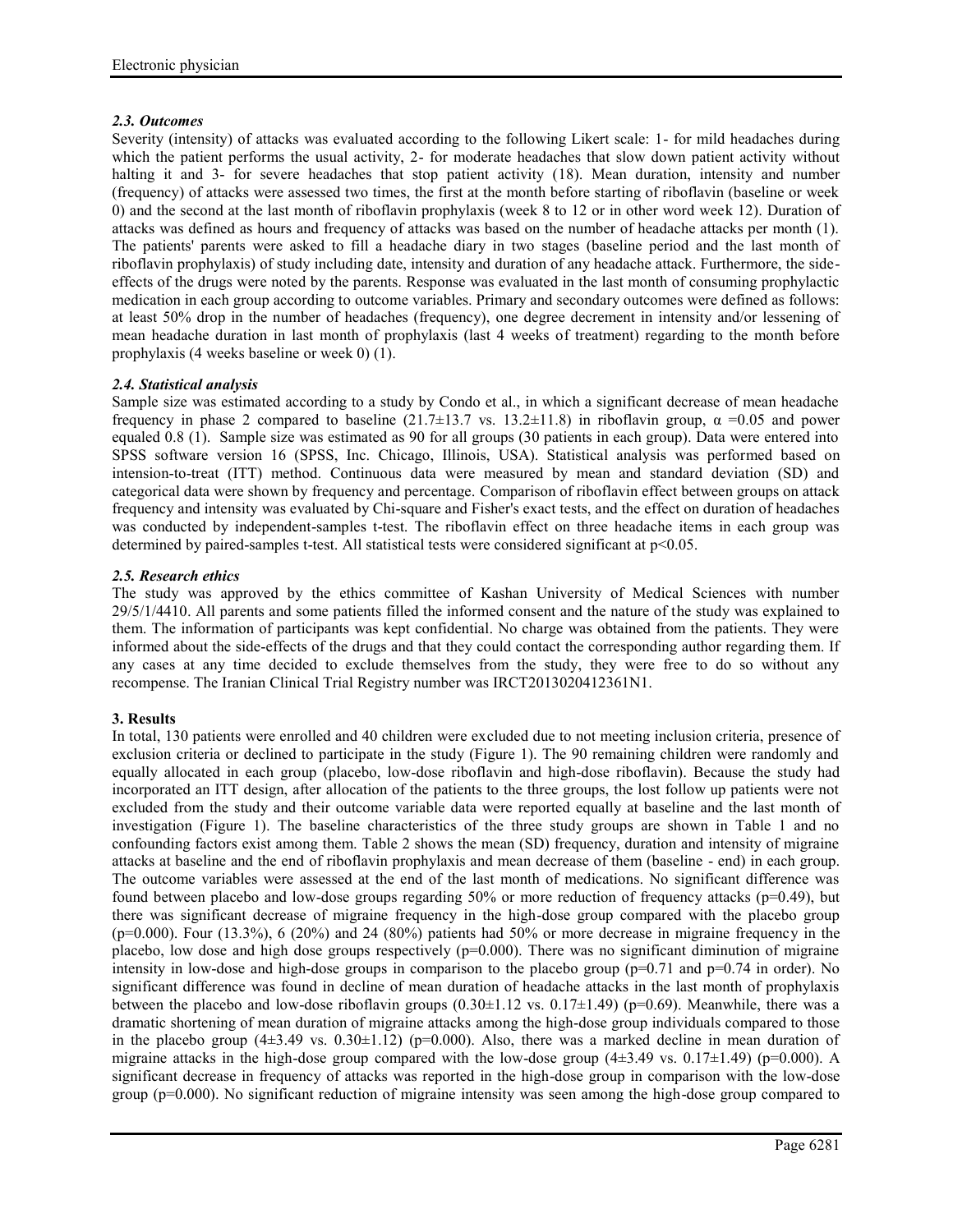### *2.3. Outcomes*

Severity (intensity) of attacks was evaluated according to the following Likert scale: 1- for mild headaches during which the patient performs the usual activity, 2- for moderate headaches that slow down patient activity without halting it and 3- for severe headaches that stop patient activity (18). Mean duration, intensity and number (frequency) of attacks were assessed two times, the first at the month before starting of riboflavin (baseline or week 0) and the second at the last month of riboflavin prophylaxis (week 8 to 12 or in other word week 12). Duration of attacks was defined as hours and frequency of attacks was based on the number of headache attacks per month (1). The patients' parents were asked to fill a headache diary in two stages (baseline period and the last month of riboflavin prophylaxis) of study including date, intensity and duration of any headache attack. Furthermore, the side-effects of the drugs were noted by the parents. Response was evaluated in the last month of consuming prophylactic medication in each group according to outcome variables. Primary and secondary outcomes were defined as follows: at least 50% drop in the number of headaches (frequency), one degree decrement in intensity and/or lessening of mean headache duration in last month of prophylaxis (last 4 weeks of treatment) regarding to the month before prophylaxis (4 weeks baseline or week 0) (1).

### *2.4. Statistical analysis*

Sample size was estimated according to a study by Condo et al., in which a significant decrease of mean headache frequency in phase 2 compared to baseline (21.7±13.7 vs. 13.2±11.8) in riboflavin group, $\alpha = 0.05$ and power equaled 0.8 (1). Sample size was estimated as 90 for all groups (30 patients in each group). Data were entered into SPSS software version 16 (SPSS, Inc. Chicago, Illinois, USA). Statistical analysis was performed based on intension-to-treat (ITT) method. Continuous data were measured by mean and standard deviation (SD) and categorical data were shown by frequency and percentage. Comparison of riboflavin effect between groups on attack frequency and intensity was evaluated by Chi-square and Fisher's exact tests, and the effect on duration of headaches was conducted by independent-samples t-test. The riboflavin effect on three headache items in each group was determined by paired-samples t-test. All statistical tests were considered significant at $p<0.05$.

### *2.5. Research ethics*

The study was approved by the ethics committee of Kashan University of Medical Sciences with number 29/5/1/4410. All parents and some patients filled the informed consent and the nature of the study was explained to them. The information of participants was kept confidential. No charge was obtained from the patients. They were informed about the side-effects of the drugs and that they could contact the corresponding author regarding them. If any cases at any time decided to exclude themselves from the study, they were free to do so without any recompense. The Iranian Clinical Trial Registry number was IRCT2013020412361N1.

## 3. Results

In total, 130 patients were enrolled and 40 children were excluded due to not meeting inclusion criteria, presence of exclusion criteria or declined to participate in the study (Figure 1). The 90 remaining children were randomly and equally allocated in each group (placebo, low-dose riboflavin and high-dose riboflavin). Because the study had incorporated an ITT design, after allocation of the patients to the three groups, the lost follow up patients were not excluded from the study and their outcome variable data were reported equally at baseline and the last month of investigation (Figure 1). The baseline characteristics of the three study groups are shown in Table 1 and no confounding factors exist among them. Table 2 shows the mean (SD) frequency, duration and intensity of migraine attacks at baseline and the end of riboflavin prophylaxis and mean decrease of them (baseline - end) in each group. The outcome variables were assessed at the end of the last month of medications. No significant difference was found between placebo and low-dose groups regarding 50% or more reduction of frequency attacks (p=0.49), but there was significant decrease of migraine frequency in the high-dose group compared with the placebo group (p=0.000). Four (13.3%), 6 (20%) and 24 (80%) patients had 50% or more decrease in migraine frequency in the placebo, low dose and high dose groups respectively (p=0.000). There was no significant diminution of migraine intensity in low-dose and high-dose groups in comparison to the placebo group (p=0.71 and p=0.74 in order). No significant difference was found in decline of mean duration of headache attacks in the last month of prophylaxis between the placebo and low-dose riboflavin groups (0.30±1.12 vs. 0.17±1.49) (p=0.69). Meanwhile, there was a dramatic shortening of mean duration of migraine attacks among the high-dose group individuals compared to those in the placebo group (4±3.49 vs. 0.30±1.12) (p=0.000). Also, there was a marked decline in mean duration of migraine attacks in the high-dose group compared with the low-dose group (4±3.49 vs. 0.17±1.49) (p=0.000). A significant decrease in frequency of attacks was reported in the high-dose group in comparison with the low-dose group (p=0.000). No significant reduction of migraine intensity was seen among the high-dose group compared to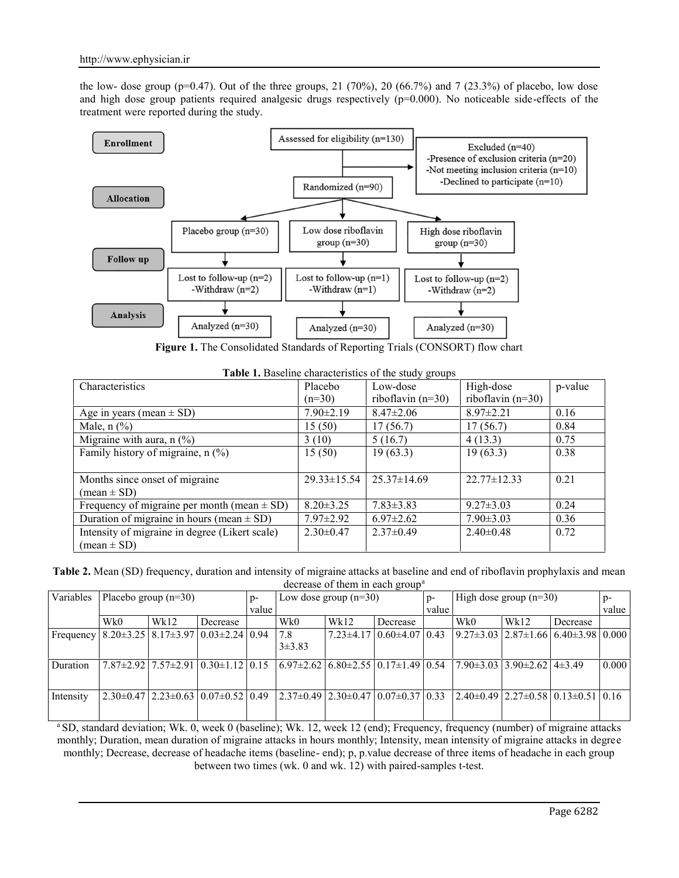the low- dose group (p=0.47). Out of the three groups, 21 (70%), 20 (66.7%) and 7 (23.3%) of placebo, low dose and high dose group patients required analgesic drugs respectively (p=0.000). No noticeable side-effects of the treatment were reported during the study.

Enrollment: Assessed for eligibility (n=130)

Excluded (n=40)
- Presence of exclusion criteria (n=20)
- Not meeting inclusion criteria (n=10)
- Declined to participate (n=10)

Allocation: Randomized (n=90)

Placebo group (n=30) | Low dose riboflavin group (n=30) | High dose riboflavin group (n=30)

Follow up: Lost to follow-up (n=2) -Withdraw (n=2) | Lost to follow-up (n=1) -Withdraw (n=1) | Lost to follow-up (n=2) -Withdraw (n=2)

Analysis: Analyzed (n=30) | Analyzed (n=30) | Analyzed (n=30)

**Figure 1.** The Consolidated Standards of Reporting Trials (CONSORT) flow chart

**Table 1.** Baseline characteristics of the study groups

| Characteristics | Placebo (n=30) | Low-dose riboflavin (n=30) | High-dose riboflavin (n=30) | p-value |
|---|---|---|---|---|
| Age in years (mean ± SD) | 7.90±2.19 | 8.47±2.06 | 8.97±2.21 | 0.16 |
| Male, n (%) | 15 (50) | 17 (56.7) | 17 (56.7) | 0.84 |
| Migraine with aura, n (%) | 3 (10) | 5 (16.7) | 4 (13.3) | 0.75 |
| Family history of migraine, n (%) | 15 (50) | 19 (63.3) | 19 (63.3) | 0.38 |
| Months since onset of migraine (mean ± SD) | 29.33±15.54 | 25.37±14.69 | 22.77±12.33 | 0.21 |
| Frequency of migraine per month (mean ± SD) | 8.20±3.25 | 7.83±3.83 | 9.27±3.03 | 0.24 |
| Duration of migraine in hours (mean ± SD) | 7.97±2.92 | 6.97±2.62 | 7.90±3.03 | 0.36 |
| Intensity of migraine in degree (Likert scale) (mean ± SD) | 2.30±0.47 | 2.37±0.49 | 2.40±0.48 | 0.72 |

**Table 2.** Mean (SD) frequency, duration and intensity of migraine attacks at baseline and end of riboflavin prophylaxis and mean decrease of them in each group[a]

| Variables | Placebo group (n=30) | | | p-value | Low dose group (n=30) | | | p-value | High dose group (n=30) | | | p-value |
|---|---|---|---|---|---|---|---|---|---|---|---|---|
| | Wk0 | Wk12 | Decrease | | Wk0 | Wk12 | Decrease | | Wk0 | Wk12 | Decrease | |
| Frequency | 8.20±3.25 | 8.17±3.97 | 0.03±2.24 | 0.94 | 7.8 3±3.83 | 7.23±4.17 | 0.60±4.07 | 0.43 | 9.27±3.03 | 2.87±1.66 | 6.40±3.98 | 0.000 |
| Duration | 7.87±2.92 | 7.57±2.91 | 0.30±1.12 | 0.15 | 6.97±2.62 | 6.80±2.55 | 0.17±1.49 | 0.54 | 7.90±3.03 | 3.90±2.62 | 4±3.49 | 0.000 |
| Intensity | 2.30±0.47 | 2.23±0.63 | 0.07±0.52 | 0.49 | 2.37±0.49 | 2.30±0.47 | 0.07±0.37 | 0.33 | 2.40±0.49 | 2.27±0.58 | 0.13±0.51 | 0.16 |

[a] SD, standard deviation; Wk. 0, week 0 (baseline); Wk. 12, week 12 (end); Frequency, frequency (number) of migraine attacks monthly; Duration, mean duration of migraine attacks in hours monthly; Intensity, mean intensity of migraine attacks in degree monthly; Decrease, decrease of headache items (baseline- end); p, p.value decrease of three items of headache in each group between two times (wk. 0 and wk. 12) with paired-samples t-test.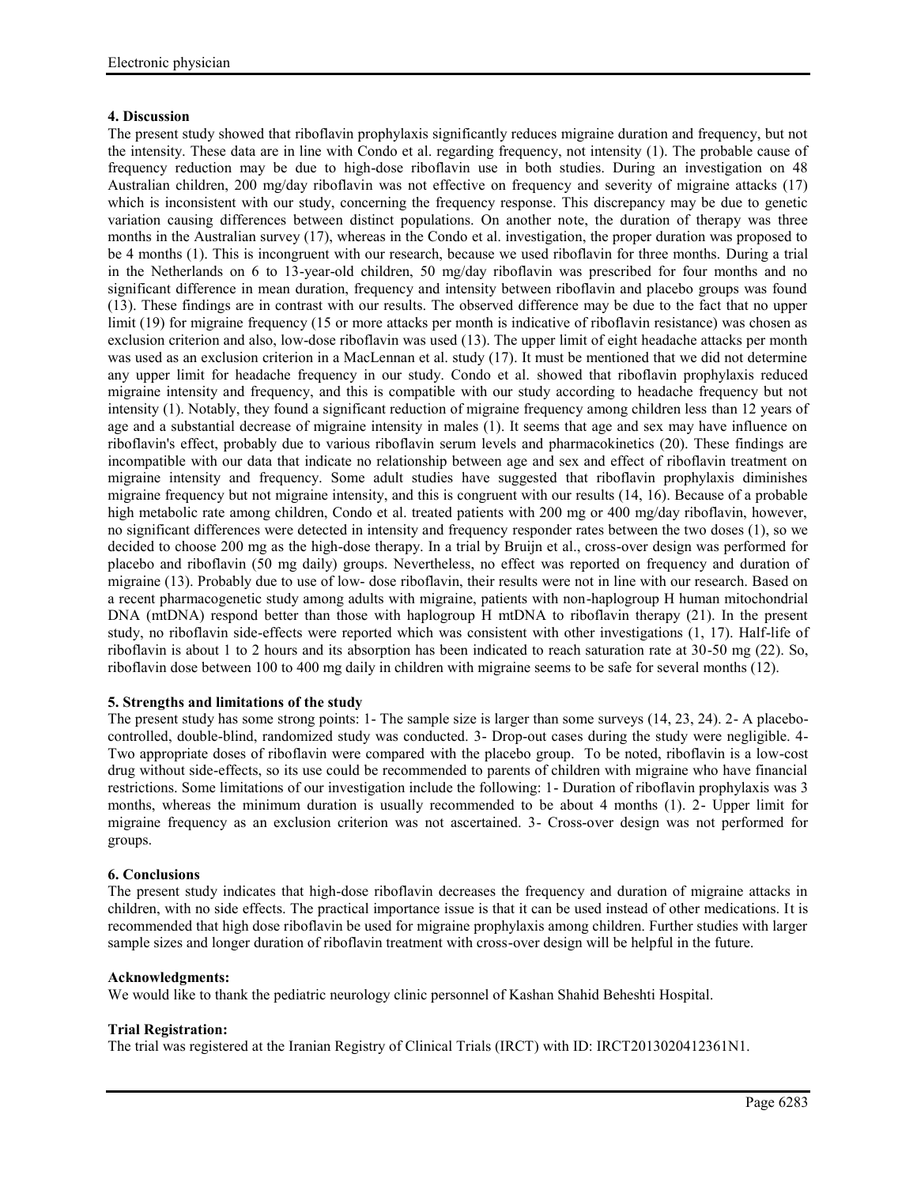## 4. Discussion

The present study showed that riboflavin prophylaxis significantly reduces migraine duration and frequency, but not the intensity. These data are in line with Condo et al. regarding frequency, not intensity (1). The probable cause of frequency reduction may be due to high-dose riboflavin use in both studies. During an investigation on 48 Australian children, 200 mg/day riboflavin was not effective on frequency and severity of migraine attacks (17) which is inconsistent with our study, concerning the frequency response. This discrepancy may be due to genetic variation causing differences between distinct populations. On another note, the duration of therapy was three months in the Australian survey (17), whereas in the Condo et al. investigation, the proper duration was proposed to be 4 months (1). This is incongruent with our research, because we used riboflavin for three months. During a trial in the Netherlands on 6 to 13-year-old children, 50 mg/day riboflavin was prescribed for four months and no significant difference in mean duration, frequency and intensity between riboflavin and placebo groups was found (13). These findings are in contrast with our results. The observed difference may be due to the fact that no upper limit (19) for migraine frequency (15 or more attacks per month is indicative of riboflavin resistance) was chosen as exclusion criterion and also, low-dose riboflavin was used (13). The upper limit of eight headache attacks per month was used as an exclusion criterion in a MacLennan et al. study (17). It must be mentioned that we did not determine any upper limit for headache frequency in our study. Condo et al. showed that riboflavin prophylaxis reduced migraine intensity and frequency, and this is compatible with our study according to headache frequency but not intensity (1). Notably, they found a significant reduction of migraine frequency among children less than 12 years of age and a substantial decrease of migraine intensity in males (1). It seems that age and sex may have influence on riboflavin's effect, probably due to various riboflavin serum levels and pharmacokinetics (20). These findings are incompatible with our data that indicate no relationship between age and sex and effect of riboflavin treatment on migraine intensity and frequency. Some adult studies have suggested that riboflavin prophylaxis diminishes migraine frequency but not migraine intensity, and this is congruent with our results (14, 16). Because of a probable high metabolic rate among children, Condo et al. treated patients with 200 mg or 400 mg/day riboflavin, however, no significant differences were detected in intensity and frequency responder rates between the two doses (1), so we decided to choose 200 mg as the high-dose therapy. In a trial by Bruijn et al., cross-over design was performed for placebo and riboflavin (50 mg daily) groups. Nevertheless, no effect was reported on frequency and duration of migraine (13). Probably due to use of low- dose riboflavin, their results were not in line with our research. Based on a recent pharmacogenetic study among adults with migraine, patients with non-haplogroup H human mitochondrial DNA (mtDNA) respond better than those with haplogroup H mtDNA to riboflavin therapy (21). In the present study, no riboflavin side-effects were reported which was consistent with other investigations (1, 17). Half-life of riboflavin is about 1 to 2 hours and its absorption has been indicated to reach saturation rate at 30-50 mg (22). So, riboflavin dose between 100 to 400 mg daily in children with migraine seems to be safe for several months (12).

## 5. Strengths and limitations of the study

The present study has some strong points: 1- The sample size is larger than some surveys (14, 23, 24). 2- A placebo-controlled, double-blind, randomized study was conducted. 3- Drop-out cases during the study were negligible. 4- Two appropriate doses of riboflavin were compared with the placebo group. To be noted, riboflavin is a low-cost drug without side-effects, so its use could be recommended to parents of children with migraine who have financial restrictions. Some limitations of our investigation include the following: 1- Duration of riboflavin prophylaxis was 3 months, whereas the minimum duration is usually recommended to be about 4 months (1). 2- Upper limit for migraine frequency as an exclusion criterion was not ascertained. 3- Cross-over design was not performed for groups.

## 6. Conclusions

The present study indicates that high-dose riboflavin decreases the frequency and duration of migraine attacks in children, with no side effects. The practical importance issue is that it can be used instead of other medications. It is recommended that high dose riboflavin be used for migraine prophylaxis among children. Further studies with larger sample sizes and longer duration of riboflavin treatment with cross-over design will be helpful in the future.

### Acknowledgments:

We would like to thank the pediatric neurology clinic personnel of Kashan Shahid Beheshti Hospital.

### Trial Registration:

The trial was registered at the Iranian Registry of Clinical Trials (IRCT) with ID: IRCT2013020412361N1.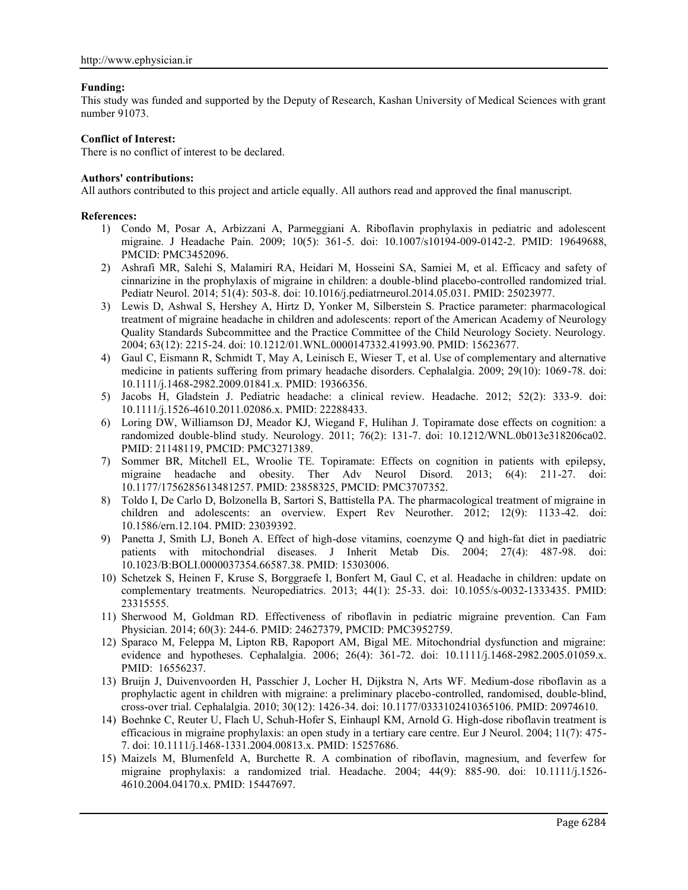**Funding:**

This study was funded and supported by the Deputy of Research, Kashan University of Medical Sciences with grant number 91073.

**Conflict of Interest:**

There is no conflict of interest to be declared.

**Authors' contributions:**

All authors contributed to this project and article equally. All authors read and approved the final manuscript.

**References:**

1) Condo M, Posar A, Arbizzani A, Parmeggiani A. Riboflavin prophylaxis in pediatric and adolescent migraine. J Headache Pain. 2009; 10(5): 361-5. doi: 10.1007/s10194-009-0142-2. PMID: 19649688, PMCID: PMC3452096.
2) Ashrafi MR, Salehi S, Malamiri RA, Heidari M, Hosseini SA, Samiei M, et al. Efficacy and safety of cinnarizine in the prophylaxis of migraine in children: a double-blind placebo-controlled randomized trial. Pediatr Neurol. 2014; 51(4): 503-8. doi: 10.1016/j.pediatrneurol.2014.05.031. PMID: 25023977.
3) Lewis D, Ashwal S, Hershey A, Hirtz D, Yonker M, Silberstein S. Practice parameter: pharmacological treatment of migraine headache in children and adolescents: report of the American Academy of Neurology Quality Standards Subcommittee and the Practice Committee of the Child Neurology Society. Neurology. 2004; 63(12): 2215-24. doi: 10.1212/01.WNL.0000147332.41993.90. PMID: 15623677.
4) Gaul C, Eismann R, Schmidt T, May A, Leinisch E, Wieser T, et al. Use of complementary and alternative medicine in patients suffering from primary headache disorders. Cephalalgia. 2009; 29(10): 1069-78. doi: 10.1111/j.1468-2982.2009.01841.x. PMID: 19366356.
5) Jacobs H, Gladstein J. Pediatric headache: a clinical review. Headache. 2012; 52(2): 333-9. doi: 10.1111/j.1526-4610.2011.02086.x. PMID: 22288433.
6) Loring DW, Williamson DJ, Meador KJ, Wiegand F, Hulihan J. Topiramate dose effects on cognition: a randomized double-blind study. Neurology. 2011; 76(2): 131-7. doi: 10.1212/WNL.0b013e318206ca02. PMID: 21148119, PMCID: PMC3271389.
7) Sommer BR, Mitchell EL, Wroolie TE. Topiramate: Effects on cognition in patients with epilepsy, migraine headache and obesity. Ther Adv Neurol Disord. 2013; 6(4): 211-27. doi: 10.1177/1756285613481257. PMID: 23858325, PMCID: PMC3707352.
8) Toldo I, De Carlo D, Bolzonella B, Sartori S, Battistella PA. The pharmacological treatment of migraine in children and adolescents: an overview. Expert Rev Neurother. 2012; 12(9): 1133-42. doi: 10.1586/ern.12.104. PMID: 23039392.
9) Panetta J, Smith LJ, Boneh A. Effect of high-dose vitamins, coenzyme Q and high-fat diet in paediatric patients with mitochondrial diseases. J Inherit Metab Dis. 2004; 27(4): 487-98. doi: 10.1023/B:BOLI.0000037354.66587.38. PMID: 15303006.
10) Schetzek S, Heinen F, Kruse S, Borggraefe I, Bonfert M, Gaul C, et al. Headache in children: update on complementary treatments. Neuropediatrics. 2013; 44(1): 25-33. doi: 10.1055/s-0032-1333435. PMID: 23315555.
11) Sherwood M, Goldman RD. Effectiveness of riboflavin in pediatric migraine prevention. Can Fam Physician. 2014; 60(3): 244-6. PMID: 24627379, PMCID: PMC3952759.
12) Sparaco M, Feleppa M, Lipton RB, Rapoport AM, Bigal ME. Mitochondrial dysfunction and migraine: evidence and hypotheses. Cephalalgia. 2006; 26(4): 361-72. doi: 10.1111/j.1468-2982.2005.01059.x. PMID: 16556237.
13) Bruijn J, Duivenvoorden H, Passchier J, Locher H, Dijkstra N, Arts WF. Medium-dose riboflavin as a prophylactic agent in children with migraine: a preliminary placebo-controlled, randomised, double-blind, cross-over trial. Cephalalgia. 2010; 30(12): 1426-34. doi: 10.1177/0333102410365106. PMID: 20974610.
14) Boehnke C, Reuter U, Flach U, Schuh-Hofer S, Einhaupl KM, Arnold G. High-dose riboflavin treatment is efficacious in migraine prophylaxis: an open study in a tertiary care centre. Eur J Neurol. 2004; 11(7): 475-7. doi: 10.1111/j.1468-1331.2004.00813.x. PMID: 15257686.
15) Maizels M, Blumenfeld A, Burchette R. A combination of riboflavin, magnesium, and feverfew for migraine prophylaxis: a randomized trial. Headache. 2004; 44(9): 885-90. doi: 10.1111/j.1526-4610.2004.04170.x. PMID: 15447697.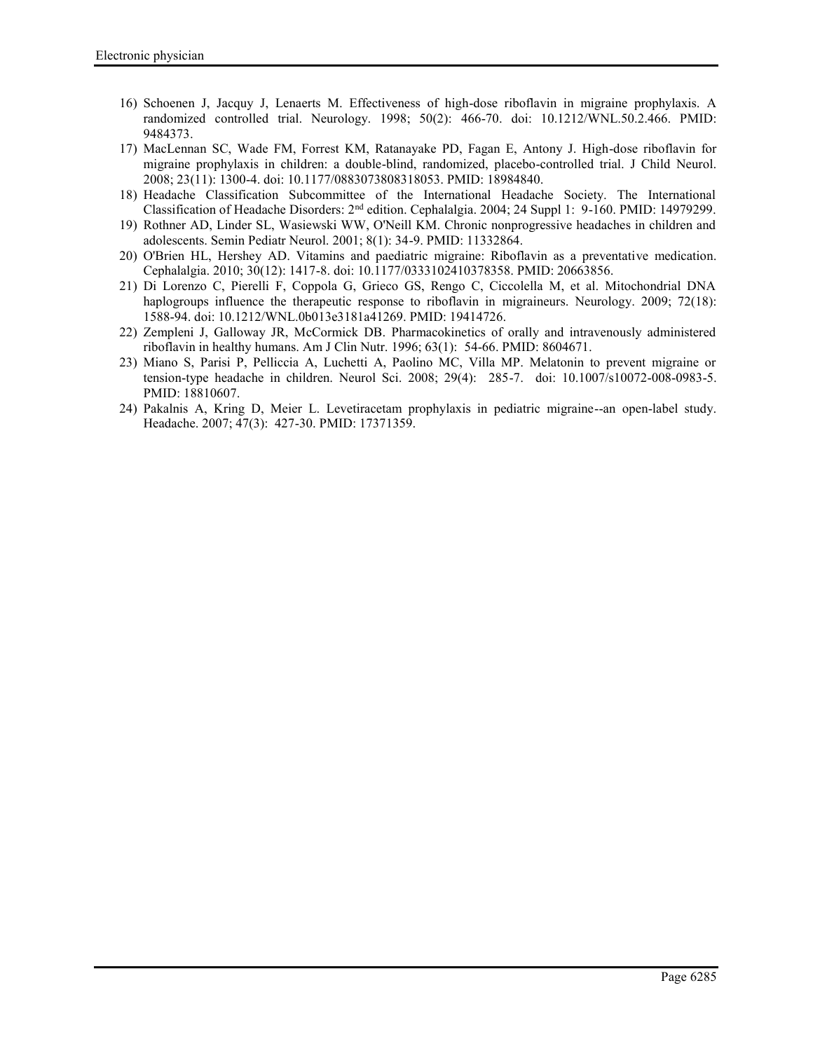16) Schoenen J, Jacquy J, Lenaerts M. Effectiveness of high-dose riboflavin in migraine prophylaxis. A randomized controlled trial. Neurology. 1998; 50(2): 466-70. doi: 10.1212/WNL.50.2.466. PMID: 9484373.
17) MacLennan SC, Wade FM, Forrest KM, Ratanayake PD, Fagan E, Antony J. High-dose riboflavin for migraine prophylaxis in children: a double-blind, randomized, placebo-controlled trial. J Child Neurol. 2008; 23(11): 1300-4. doi: 10.1177/0883073808318053. PMID: 18984840.
18) Headache Classification Subcommittee of the International Headache Society. The International Classification of Headache Disorders: 2nd edition. Cephalalgia. 2004; 24 Suppl 1: 9-160. PMID: 14979299.
19) Rothner AD, Linder SL, Wasiewski WW, O'Neill KM. Chronic nonprogressive headaches in children and adolescents. Semin Pediatr Neurol. 2001; 8(1): 34-9. PMID: 11332864.
20) O'Brien HL, Hershey AD. Vitamins and paediatric migraine: Riboflavin as a preventative medication. Cephalalgia. 2010; 30(12): 1417-8. doi: 10.1177/0333102410378358. PMID: 20663856.
21) Di Lorenzo C, Pierelli F, Coppola G, Grieco GS, Rengo C, Ciccolella M, et al. Mitochondrial DNA haplogroups influence the therapeutic response to riboflavin in migraineurs. Neurology. 2009; 72(18): 1588-94. doi: 10.1212/WNL.0b013e3181a41269. PMID: 19414726.
22) Zempleni J, Galloway JR, McCormick DB. Pharmacokinetics of orally and intravenously administered riboflavin in healthy humans. Am J Clin Nutr. 1996; 63(1): 54-66. PMID: 8604671.
23) Miano S, Parisi P, Pelliccia A, Luchetti A, Paolino MC, Villa MP. Melatonin to prevent migraine or tension-type headache in children. Neurol Sci. 2008; 29(4): 285-7. doi: 10.1007/s10072-008-0983-5. PMID: 18810607.
24) Pakalnis A, Kring D, Meier L. Levetiracetam prophylaxis in pediatric migraine--an open-label study. Headache. 2007; 47(3): 427-30. PMID: 17371359.